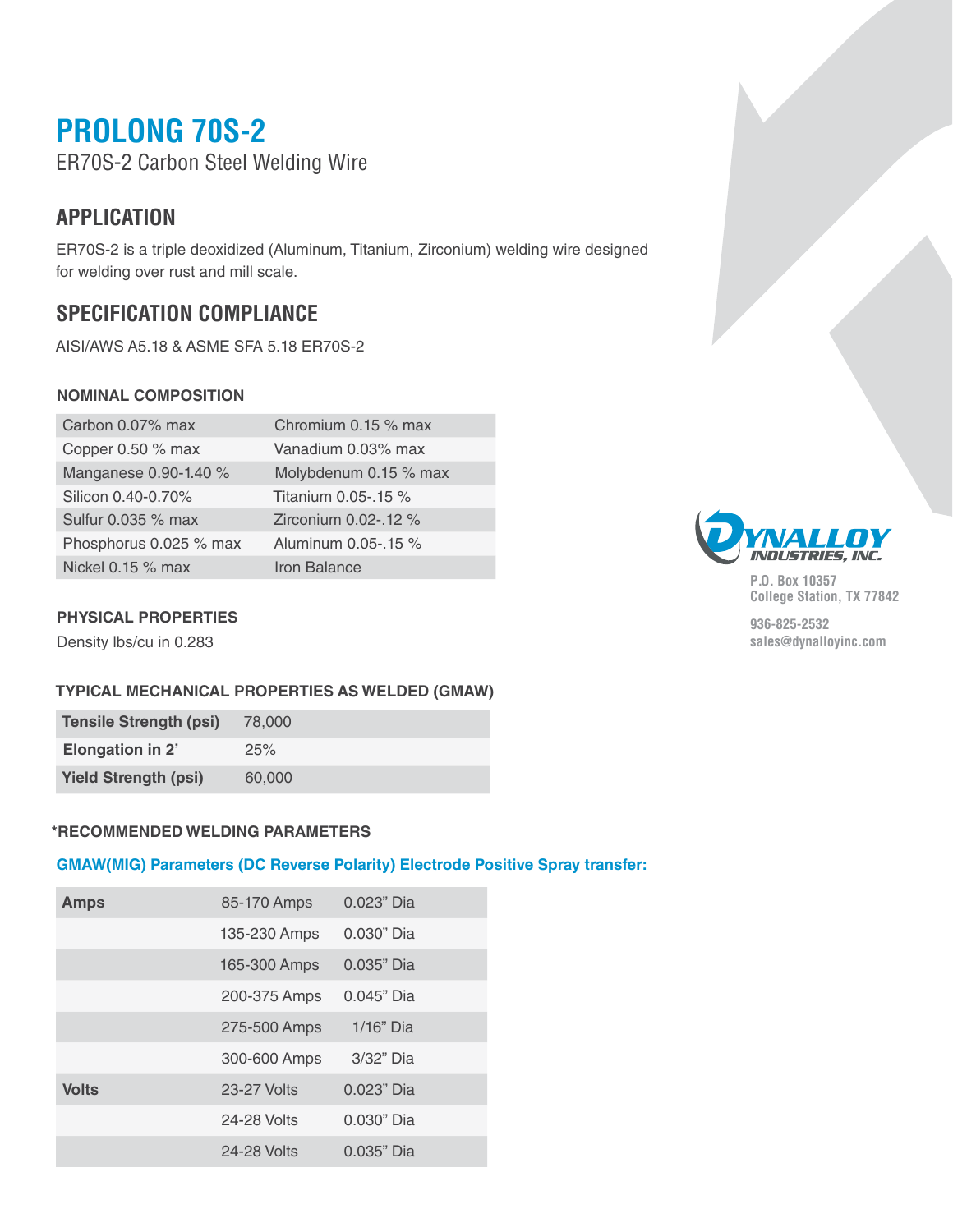# PROLONG 70S-2

ER70S-2 Carbon Steel Welding Wire

## APPLICATION

ER70S-2 is a triple deoxidized (Aluminum, Titanium, Zirconium) welding wire designed for welding over rust and mill scale.

## SPECIFICATION COMPLIANCE

AISI/AWS A5.18 & ASME SFA 5.18 ER70S-2

### NOMINAL COMPOSITION

| | |
|---|---|
| Carbon 0.07% max | Chromium 0.15 % max |
| Copper 0.50 % max | Vanadium 0.03% max |
| Manganese 0.90-1.40 % | Molybdenum 0.15 % max |
| Silicon 0.40-0.70% | Titanium 0.05-.15 % |
| Sulfur 0.035 % max | Zirconium 0.02-.12 % |
| Phosphorus 0.025 % max | Aluminum 0.05-.15 % |
| Nickel 0.15 % max | Iron Balance |

### PHYSICAL PROPERTIES

Density lbs/cu in 0.283

### TYPICAL MECHANICAL PROPERTIES AS WELDED (GMAW)

| | |
|---|---|
| **Tensile Strength (psi)** | 78,000 |
| **Elongation in 2'** | 25% |
| **Yield Strength (psi)** | 60,000 |

### *RECOMMENDED WELDING PARAMETERS

**GMAW(MIG) Parameters (DC Reverse Polarity) Electrode Positive Spray transfer:**

| | | |
|---|---|---|
| **Amps** | 85-170 Amps | 0.023" Dia |
| | 135-230 Amps | 0.030" Dia |
| | 165-300 Amps | 0.035" Dia |
| | 200-375 Amps | 0.045" Dia |
| | 275-500 Amps | 1/16" Dia |
| | 300-600 Amps | 3/32" Dia |
| **Volts** | 23-27 Volts | 0.023" Dia |
| | 24-28 Volts | 0.030" Dia |
| | 24-28 Volts | 0.035" Dia |

DYNALLOY INDUSTRIES, INC.

P.O. Box 10357
College Station, TX 77842

936-825-2532
sales@dynalloyinc.com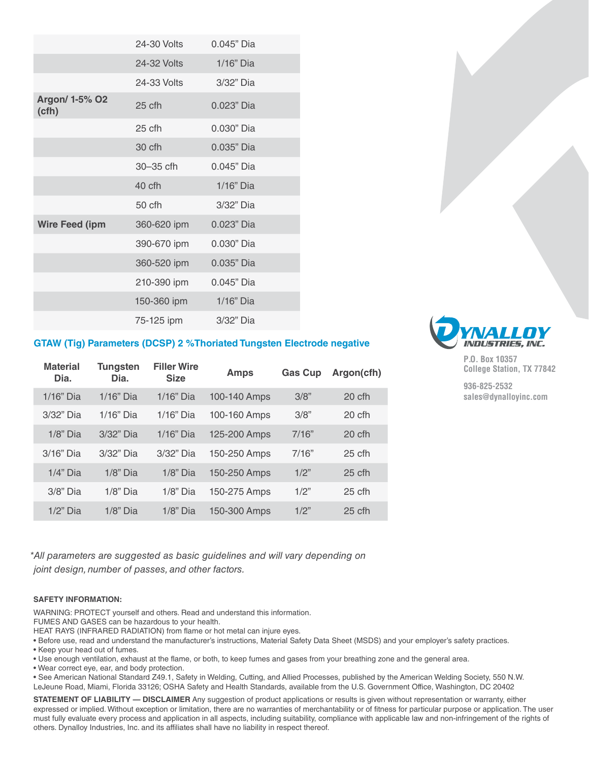| | | |
|---|---|---|
| | 24-30 Volts | 0.045" Dia |
| | 24-32 Volts | 1/16" Dia |
| | 24-33 Volts | 3/32" Dia |
| **Argon/ 1-5% O2 (cfh)** | 25 cfh | 0.023" Dia |
| | 25 cfh | 0.030" Dia |
| | 30 cfh | 0.035" Dia |
| | 30–35 cfh | 0.045" Dia |
| | 40 cfh | 1/16" Dia |
| | 50 cfh | 3/32" Dia |
| **Wire Feed (ipm** | 360-620 ipm | 0.023" Dia |
| | 390-670 ipm | 0.030" Dia |
| | 360-520 ipm | 0.035" Dia |
| | 210-390 ipm | 0.045" Dia |
| | 150-360 ipm | 1/16" Dia |
| | 75-125 ipm | 3/32" Dia |

## GTAW (Tig) Parameters (DCSP) 2 %Thoriated Tungsten Electrode negative

| Material Dia. | Tungsten Dia. | Filler Wire Size | Amps | Gas Cup | Argon(cfh) |
|---|---|---|---|---|---|
| 1/16" Dia | 1/16" Dia | 1/16" Dia | 100-140 Amps | 3/8" | 20 cfh |
| 3/32" Dia | 1/16" Dia | 1/16" Dia | 100-160 Amps | 3/8" | 20 cfh |
| 1/8" Dia | 3/32" Dia | 1/16" Dia | 125-200 Amps | 7/16" | 20 cfh |
| 3/16" Dia | 3/32" Dia | 3/32" Dia | 150-250 Amps | 7/16" | 25 cfh |
| 1/4" Dia | 1/8" Dia | 1/8" Dia | 150-250 Amps | 1/2" | 25 cfh |
| 3/8" Dia | 1/8" Dia | 1/8" Dia | 150-275 Amps | 1/2" | 25 cfh |
| 1/2" Dia | 1/8" Dia | 1/8" Dia | 150-300 Amps | 1/2" | 25 cfh |

*\*All parameters are suggested as basic guidelines and will vary depending on joint design, number of passes, and other factors.*

DYNALLOY INDUSTRIES, INC.

P.O. Box 10357
College Station, TX 77842

936-825-2532
sales@dynalloyinc.com

**SAFETY INFORMATION:**

WARNING: PROTECT yourself and others. Read and understand this information.
FUMES AND GASES can be hazardous to your health.
HEAT RAYS (INFRARED RADIATION) from flame or hot metal can injure eyes.

- Before use, read and understand the manufacturer's instructions, Material Safety Data Sheet (MSDS) and your employer's safety practices.
- Keep your head out of fumes.
- Use enough ventilation, exhaust at the flame, or both, to keep fumes and gases from your breathing zone and the general area.
- Wear correct eye, ear, and body protection.
- See American National Standard Z49.1, Safety in Welding, Cutting, and Allied Processes, published by the American Welding Society, 550 N.W. LeJeune Road, Miami, Florida 33126; OSHA Safety and Health Standards, available from the U.S. Government Office, Washington, DC 20402

**STATEMENT OF LIABILITY — DISCLAIMER** Any suggestion of product applications or results is given without representation or warranty, either expressed or implied. Without exception or limitation, there are no warranties of merchantability or of fitness for particular purpose or application. The user must fully evaluate every process and application in all aspects, including suitability, compliance with applicable law and non-infringement of the rights of others. Dynalloy Industries, Inc. and its affiliates shall have no liability in respect thereof.